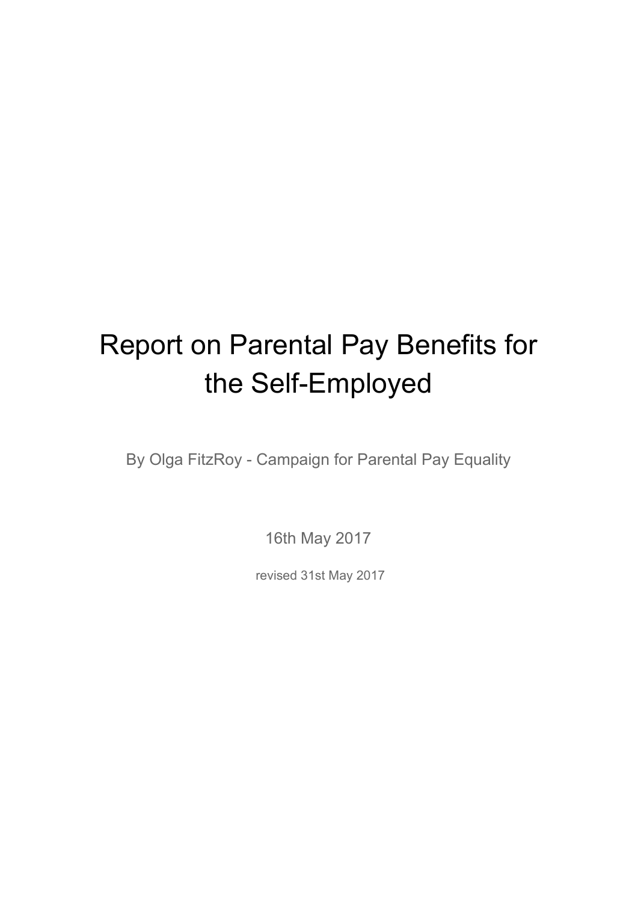# Report on Parental Pay Benefits for the Self-Employed

By Olga FitzRoy - Campaign for Parental Pay Equality

16th May 2017

revised 31st May 2017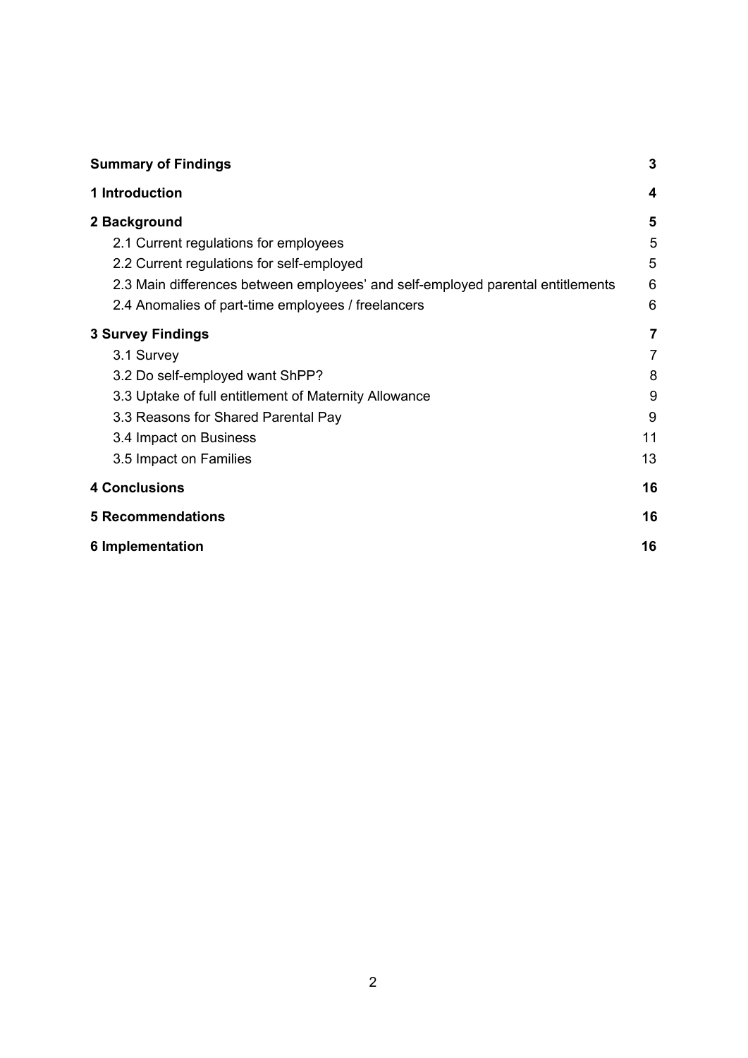| | |
|---|---|
| **Summary of Findings** | **3** |
| **1 Introduction** | **4** |
| **2 Background** | **5** |
| 2.1 Current regulations for employees | 5 |
| 2.2 Current regulations for self-employed | 5 |
| 2.3 Main differences between employees' and self-employed parental entitlements | 6 |
| 2.4 Anomalies of part-time employees / freelancers | 6 |
| **3 Survey Findings** | **7** |
| 3.1 Survey | 7 |
| 3.2 Do self-employed want ShPP? | 8 |
| 3.3 Uptake of full entitlement of Maternity Allowance | 9 |
| 3.3 Reasons for Shared Parental Pay | 9 |
| 3.4 Impact on Business | 11 |
| 3.5 Impact on Families | 13 |
| **4 Conclusions** | **16** |
| **5 Recommendations** | **16** |
| **6 Implementation** | **16** |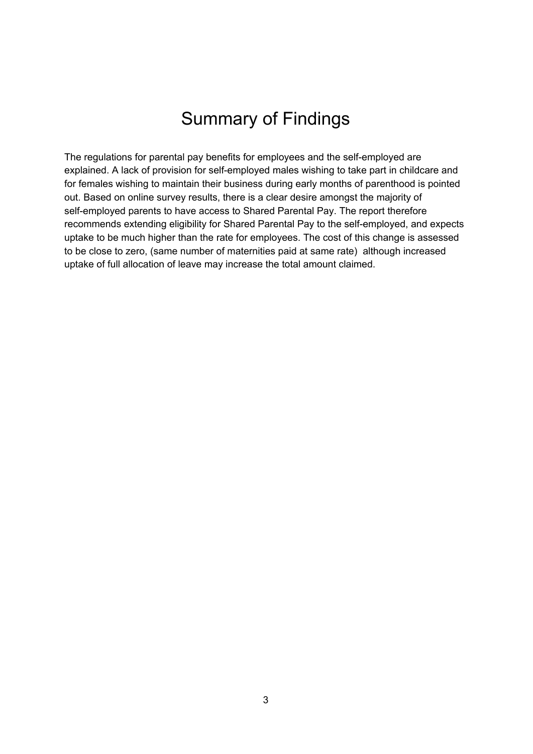# Summary of Findings

The regulations for parental pay benefits for employees and the self-employed are explained. A lack of provision for self-employed males wishing to take part in childcare and for females wishing to maintain their business during early months of parenthood is pointed out. Based on online survey results, there is a clear desire amongst the majority of self-employed parents to have access to Shared Parental Pay. The report therefore recommends extending eligibility for Shared Parental Pay to the self-employed, and expects uptake to be much higher than the rate for employees. The cost of this change is assessed to be close to zero, (same number of maternities paid at same rate) although increased uptake of full allocation of leave may increase the total amount claimed.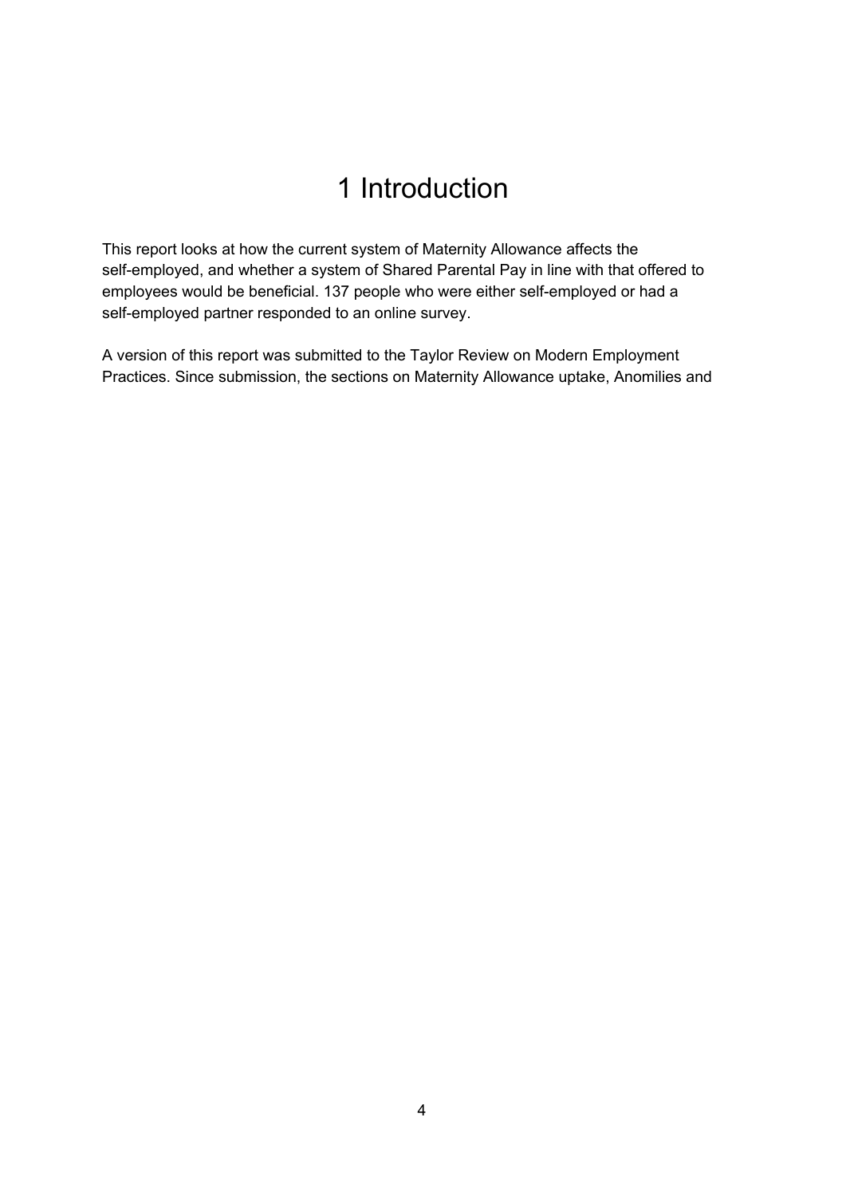# 1 Introduction

This report looks at how the current system of Maternity Allowance affects the self-employed, and whether a system of Shared Parental Pay in line with that offered to employees would be beneficial. 137 people who were either self-employed or had a self-employed partner responded to an online survey.

A version of this report was submitted to the Taylor Review on Modern Employment Practices. Since submission, the sections on Maternity Allowance uptake, Anomilies and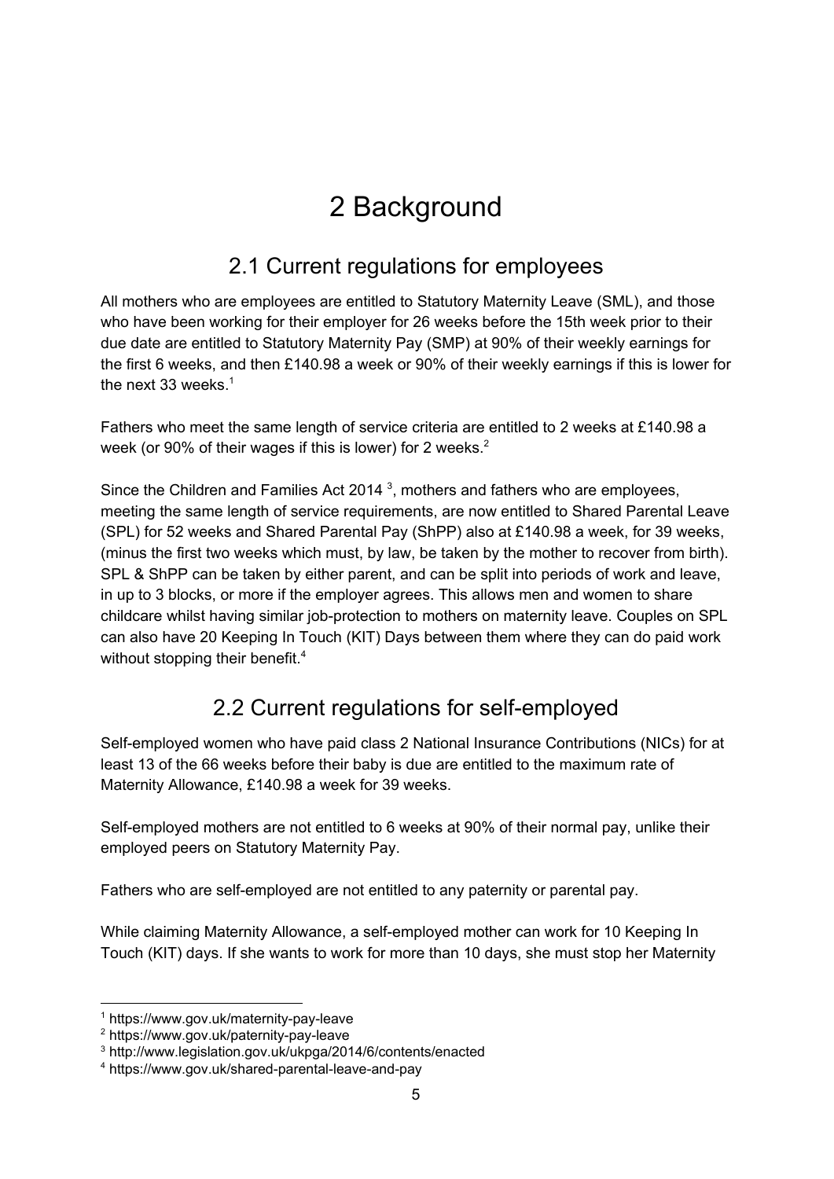# 2 Background

## 2.1 Current regulations for employees

All mothers who are employees are entitled to Statutory Maternity Leave (SML), and those who have been working for their employer for 26 weeks before the 15th week prior to their due date are entitled to Statutory Maternity Pay (SMP) at 90% of their weekly earnings for the first 6 weeks, and then £140.98 a week or 90% of their weekly earnings if this is lower for the next 33 weeks.[1]

Fathers who meet the same length of service criteria are entitled to 2 weeks at £140.98 a week (or 90% of their wages if this is lower) for 2 weeks.[2]

Since the Children and Families Act 2014 [3], mothers and fathers who are employees, meeting the same length of service requirements, are now entitled to Shared Parental Leave (SPL) for 52 weeks and Shared Parental Pay (ShPP) also at £140.98 a week, for 39 weeks, (minus the first two weeks which must, by law, be taken by the mother to recover from birth). SPL & ShPP can be taken by either parent, and can be split into periods of work and leave, in up to 3 blocks, or more if the employer agrees. This allows men and women to share childcare whilst having similar job-protection to mothers on maternity leave. Couples on SPL can also have 20 Keeping In Touch (KIT) Days between them where they can do paid work without stopping their benefit.[4]

## 2.2 Current regulations for self-employed

Self-employed women who have paid class 2 National Insurance Contributions (NICs) for at least 13 of the 66 weeks before their baby is due are entitled to the maximum rate of Maternity Allowance, £140.98 a week for 39 weeks.

Self-employed mothers are not entitled to 6 weeks at 90% of their normal pay, unlike their employed peers on Statutory Maternity Pay.

Fathers who are self-employed are not entitled to any paternity or parental pay.

While claiming Maternity Allowance, a self-employed mother can work for 10 Keeping In Touch (KIT) days. If she wants to work for more than 10 days, she must stop her Maternity

---

[1] https://www.gov.uk/maternity-pay-leave

[2] https://www.gov.uk/paternity-pay-leave

[3] http://www.legislation.gov.uk/ukpga/2014/6/contents/enacted

[4] https://www.gov.uk/shared-parental-leave-and-pay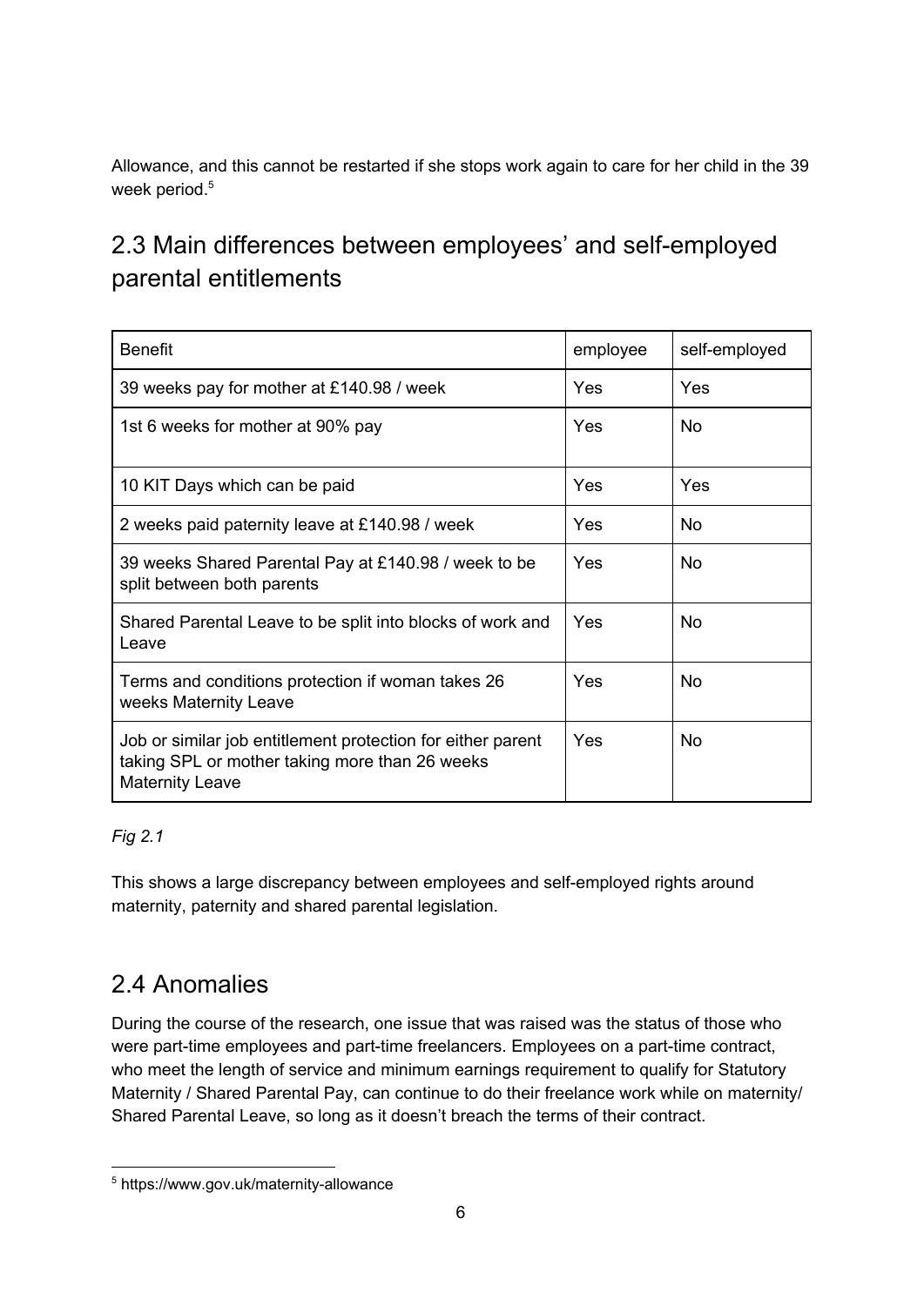Allowance, and this cannot be restarted if she stops work again to care for her child in the 39 week period.[5]

## 2.3 Main differences between employees' and self-employed parental entitlements

| Benefit | employee | self-employed |
|---|---|---|
| 39 weeks pay for mother at £140.98 / week | Yes | Yes |
| 1st 6 weeks for mother at 90% pay | Yes | No |
| 10 KIT Days which can be paid | Yes | Yes |
| 2 weeks paid paternity leave at £140.98 / week | Yes | No |
| 39 weeks Shared Parental Pay at £140.98 / week to be split between both parents | Yes | No |
| Shared Parental Leave to be split into blocks of work and Leave | Yes | No |
| Terms and conditions protection if woman takes 26 weeks Maternity Leave | Yes | No |
| Job or similar job entitlement protection for either parent taking SPL or mother taking more than 26 weeks Maternity Leave | Yes | No |

*Fig 2.1*

This shows a large discrepancy between employees and self-employed rights around maternity, paternity and shared parental legislation.

## 2.4 Anomalies

During the course of the research, one issue that was raised was the status of those who were part-time employees and part-time freelancers. Employees on a part-time contract, who meet the length of service and minimum earnings requirement to qualify for Statutory Maternity / Shared Parental Pay, can continue to do their freelance work while on maternity/ Shared Parental Leave, so long as it doesn't breach the terms of their contract.

[5] https://www.gov.uk/maternity-allowance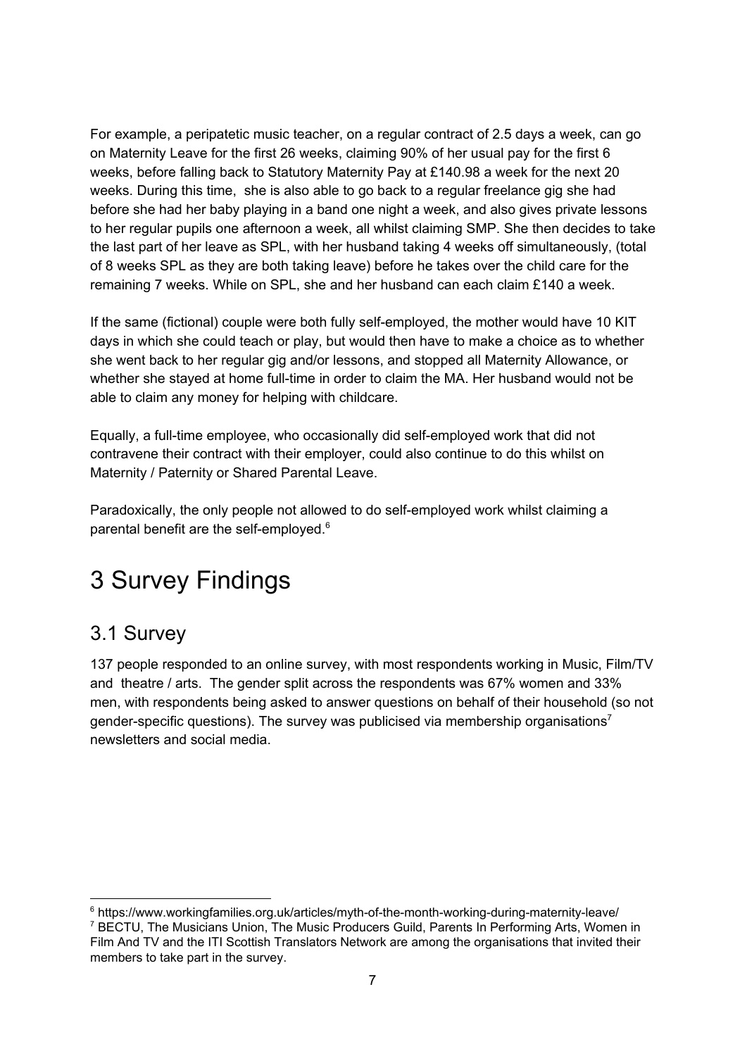For example, a peripatetic music teacher, on a regular contract of 2.5 days a week, can go on Maternity Leave for the first 26 weeks, claiming 90% of her usual pay for the first 6 weeks, before falling back to Statutory Maternity Pay at £140.98 a week for the next 20 weeks. During this time,  she is also able to go back to a regular freelance gig she had before she had her baby playing in a band one night a week, and also gives private lessons to her regular pupils one afternoon a week, all whilst claiming SMP. She then decides to take the last part of her leave as SPL, with her husband taking 4 weeks off simultaneously, (total of 8 weeks SPL as they are both taking leave) before he takes over the child care for the remaining 7 weeks. While on SPL, she and her husband can each claim £140 a week.

If the same (fictional) couple were both fully self-employed, the mother would have 10 KIT days in which she could teach or play, but would then have to make a choice as to whether she went back to her regular gig and/or lessons, and stopped all Maternity Allowance, or whether she stayed at home full-time in order to claim the MA. Her husband would not be able to claim any money for helping with childcare.

Equally, a full-time employee, who occasionally did self-employed work that did not contravene their contract with their employer, could also continue to do this whilst on Maternity / Paternity or Shared Parental Leave.

Paradoxically, the only people not allowed to do self-employed work whilst claiming a parental benefit are the self-employed.[6]

# 3 Survey Findings

## 3.1 Survey

137 people responded to an online survey, with most respondents working in Music, Film/TV and  theatre / arts.  The gender split across the respondents was 67% women and 33% men, with respondents being asked to answer questions on behalf of their household (so not gender-specific questions). The survey was publicised via membership organisations[7] newsletters and social media.

---

[6] https://www.workingfamilies.org.uk/articles/myth-of-the-month-working-during-maternity-leave/

[7] BECTU, The Musicians Union, The Music Producers Guild, Parents In Performing Arts, Women in Film And TV and the ITI Scottish Translators Network are among the organisations that invited their members to take part in the survey.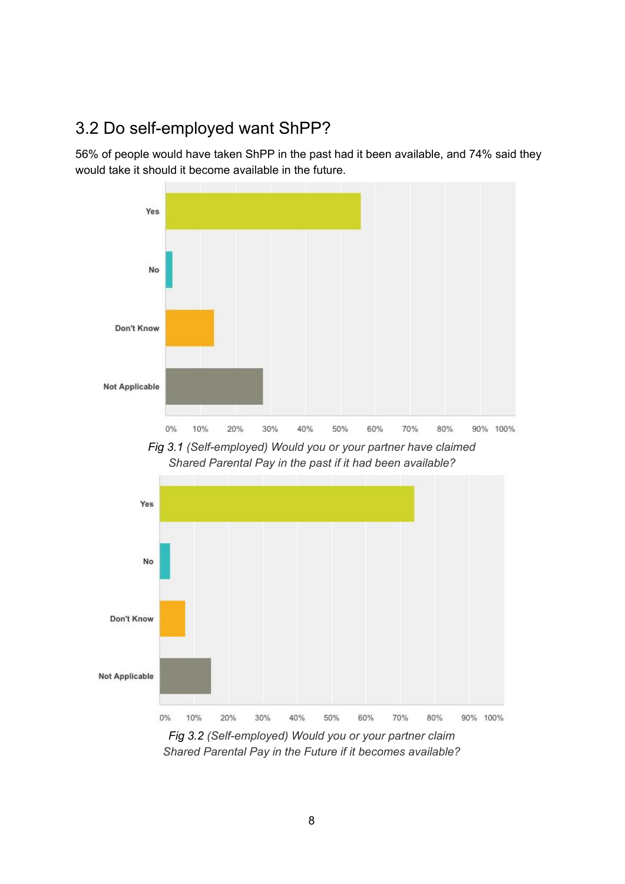## 3.2 Do self-employed want ShPP?

56% of people would have taken ShPP in the past had it been available, and 74% said they would take it should it become available in the future.

*Fig 3.1 (Self-employed) Would you or your partner have claimed Shared Parental Pay in the past if it had been available?*

*Fig 3.2 (Self-employed) Would you or your partner claim Shared Parental Pay in the Future if it becomes available?*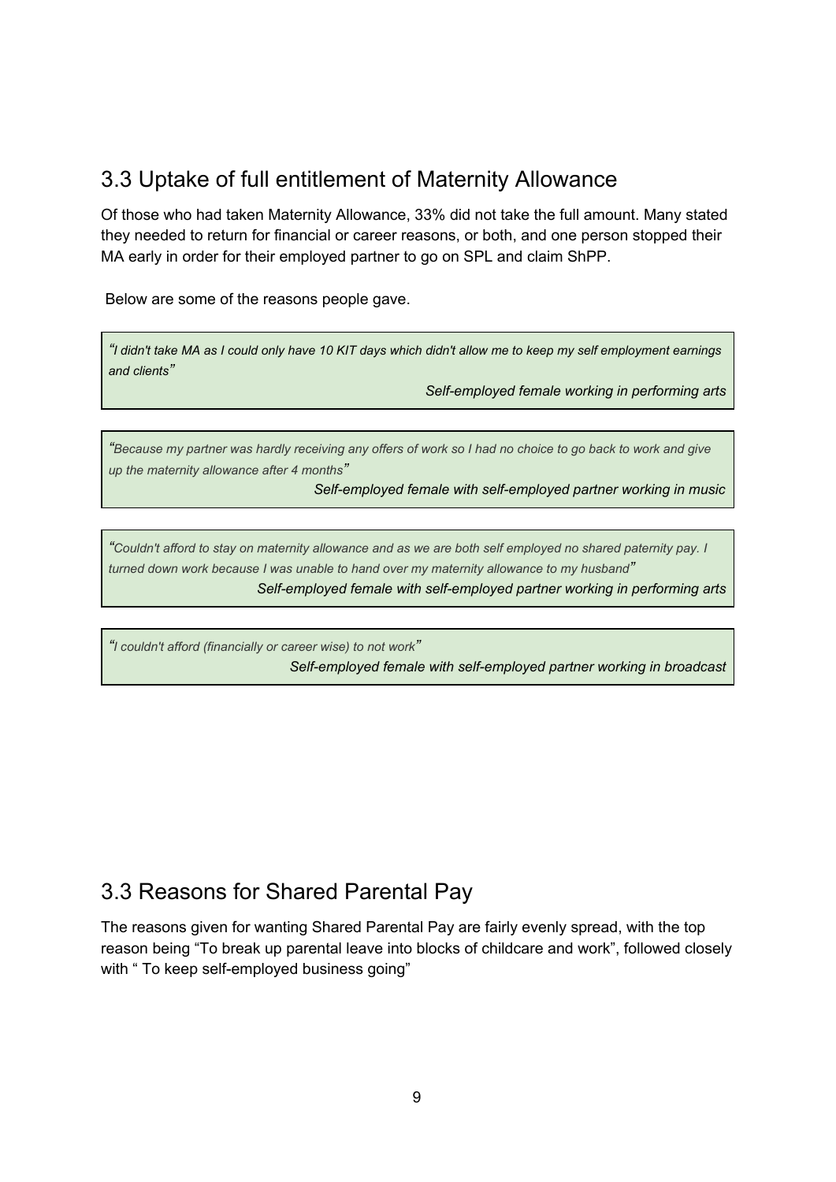## 3.3 Uptake of full entitlement of Maternity Allowance

Of those who had taken Maternity Allowance, 33% did not take the full amount. Many stated they needed to return for financial or career reasons, or both, and one person stopped their MA early in order for their employed partner to go on SPL and claim ShPP.

Below are some of the reasons people gave.

> *"I didn't take MA as I could only have 10 KIT days which didn't allow me to keep my self employment earnings and clients"*
>
> *Self-employed female working in performing arts*

> *"Because my partner was hardly receiving any offers of work so I had no choice to go back to work and give up the maternity allowance after 4 months"*
>
> *Self-employed female with self-employed partner working in music*

> *"Couldn't afford to stay on maternity allowance and as we are both self employed no shared paternity pay. I turned down work because I was unable to hand over my maternity allowance to my husband"*
>
> *Self-employed female with self-employed partner working in performing arts*

> *"I couldn't afford (financially or career wise) to not work"*
>
> *Self-employed female with self-employed partner working in broadcast*

## 3.3 Reasons for Shared Parental Pay

The reasons given for wanting Shared Parental Pay are fairly evenly spread, with the top reason being "To break up parental leave into blocks of childcare and work", followed closely with " To keep self-employed business going"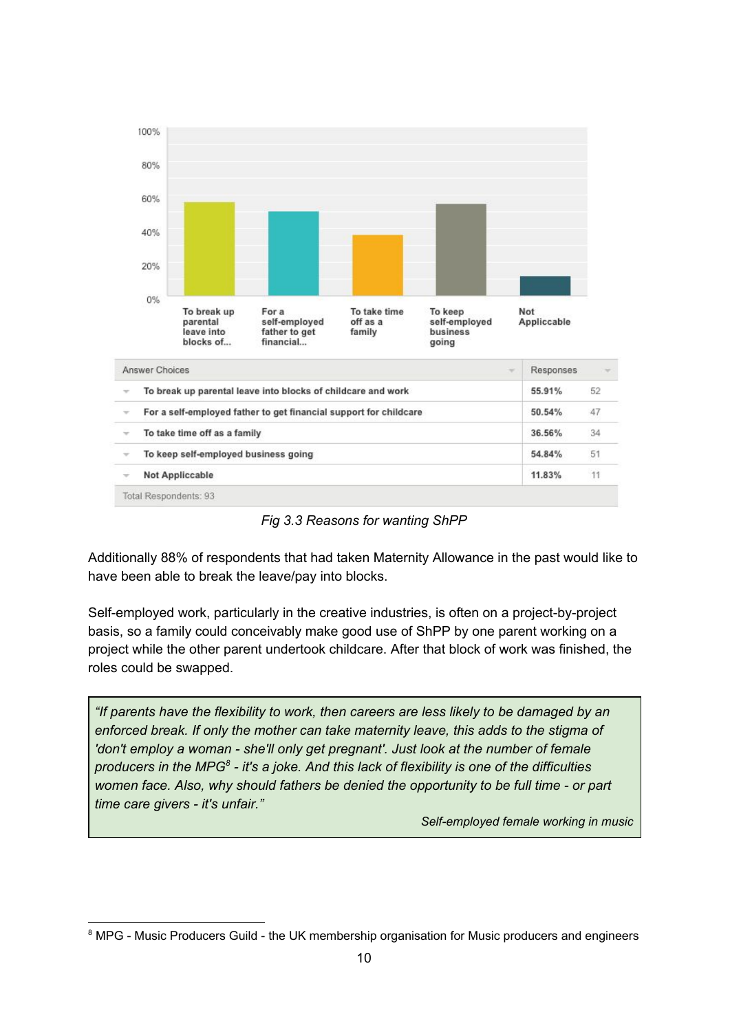| Answer Choices | Responses | |
|---|---|---|
| To break up parental leave into blocks of childcare and work | 55.91% | 52 |
| For a self-employed father to get financial support for childcare | 50.54% | 47 |
| To take time off as a family | 36.56% | 34 |
| To keep self-employed business going | 54.84% | 51 |
| Not Applicable | 11.83% | 11 |
| Total Respondents: 93 | | |

*Fig 3.3 Reasons for wanting ShPP*

Additionally 88% of respondents that had taken Maternity Allowance in the past would like to have been able to break the leave/pay into blocks.

Self-employed work, particularly in the creative industries, is often on a project-by-project basis, so a family could conceivably make good use of ShPP by one parent working on a project while the other parent undertook childcare. After that block of work was finished, the roles could be swapped.

> *"If parents have the flexibility to work, then careers are less likely to be damaged by an enforced break. If only the mother can take maternity leave, this adds to the stigma of 'don't employ a woman - she'll only get pregnant'. Just look at the number of female producers in the MPG[8] - it's a joke. And this lack of flexibility is one of the difficulties women face. Also, why should fathers be denied the opportunity to be full time - or part time care givers - it's unfair."*
>
> *Self-employed female working in music*

[8] MPG - Music Producers Guild - the UK membership organisation for Music producers and engineers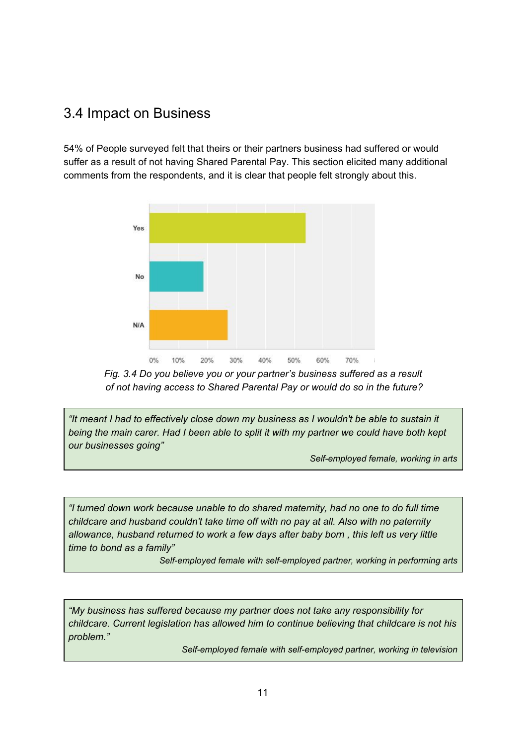## 3.4 Impact on Business

54% of People surveyed felt that theirs or their partners business had suffered or would suffer as a result of not having Shared Parental Pay. This section elicited many additional comments from the respondents, and it is clear that people felt strongly about this.

*Fig. 3.4 Do you believe you or your partner's business suffered as a result of not having access to Shared Parental Pay or would do so in the future?*

> *"It meant I had to effectively close down my business as I wouldn't be able to sustain it being the main carer. Had I been able to split it with my partner we could have both kept our businesses going"*
>
> *Self-employed female, working in arts*

> *"I turned down work because unable to do shared maternity, had no one to do full time childcare and husband couldn't take time off with no pay at all. Also with no paternity allowance, husband returned to work a few days after baby born , this left us very little time to bond as a family"*
>
> *Self-employed female with self-employed partner, working in performing arts*

> *"My business has suffered because my partner does not take any responsibility for childcare. Current legislation has allowed him to continue believing that childcare is not his problem."*
>
> *Self-employed female with self-employed partner, working in television*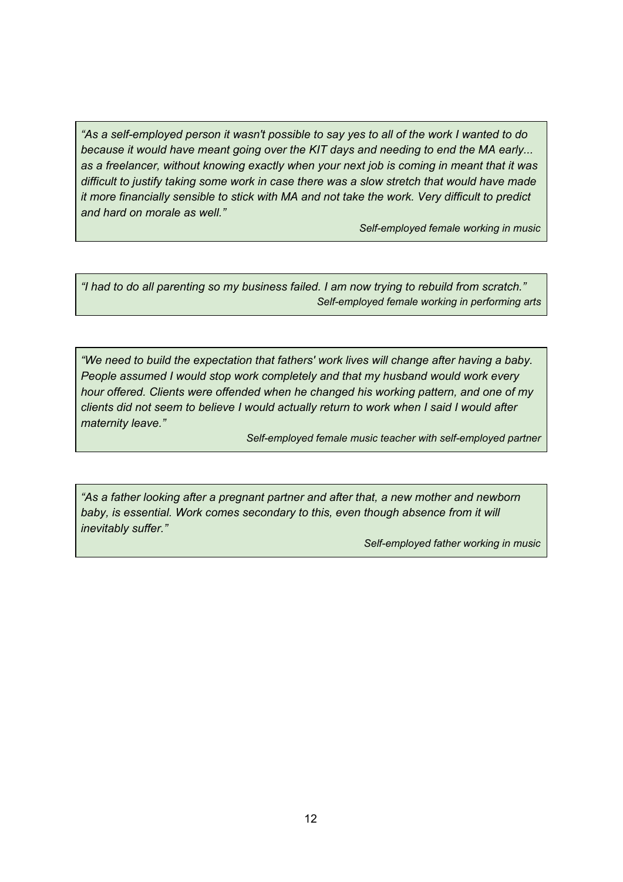> *"As a self-employed person it wasn't possible to say yes to all of the work I wanted to do because it would have meant going over the KIT days and needing to end the MA early... as a freelancer, without knowing exactly when your next job is coming in meant that it was difficult to justify taking some work in case there was a slow stretch that would have made it more financially sensible to stick with MA and not take the work. Very difficult to predict and hard on morale as well."*
>
> *Self-employed female working in music*

> *"I had to do all parenting so my business failed. I am now trying to rebuild from scratch."*
>
> *Self-employed female working in performing arts*

> *"We need to build the expectation that fathers' work lives will change after having a baby. People assumed I would stop work completely and that my husband would work every hour offered. Clients were offended when he changed his working pattern, and one of my clients did not seem to believe I would actually return to work when I said I would after maternity leave."*
>
> *Self-employed female music teacher with self-employed partner*

> *"As a father looking after a pregnant partner and after that, a new mother and newborn baby, is essential. Work comes secondary to this, even though absence from it will inevitably suffer."*
>
> *Self-employed father working in music*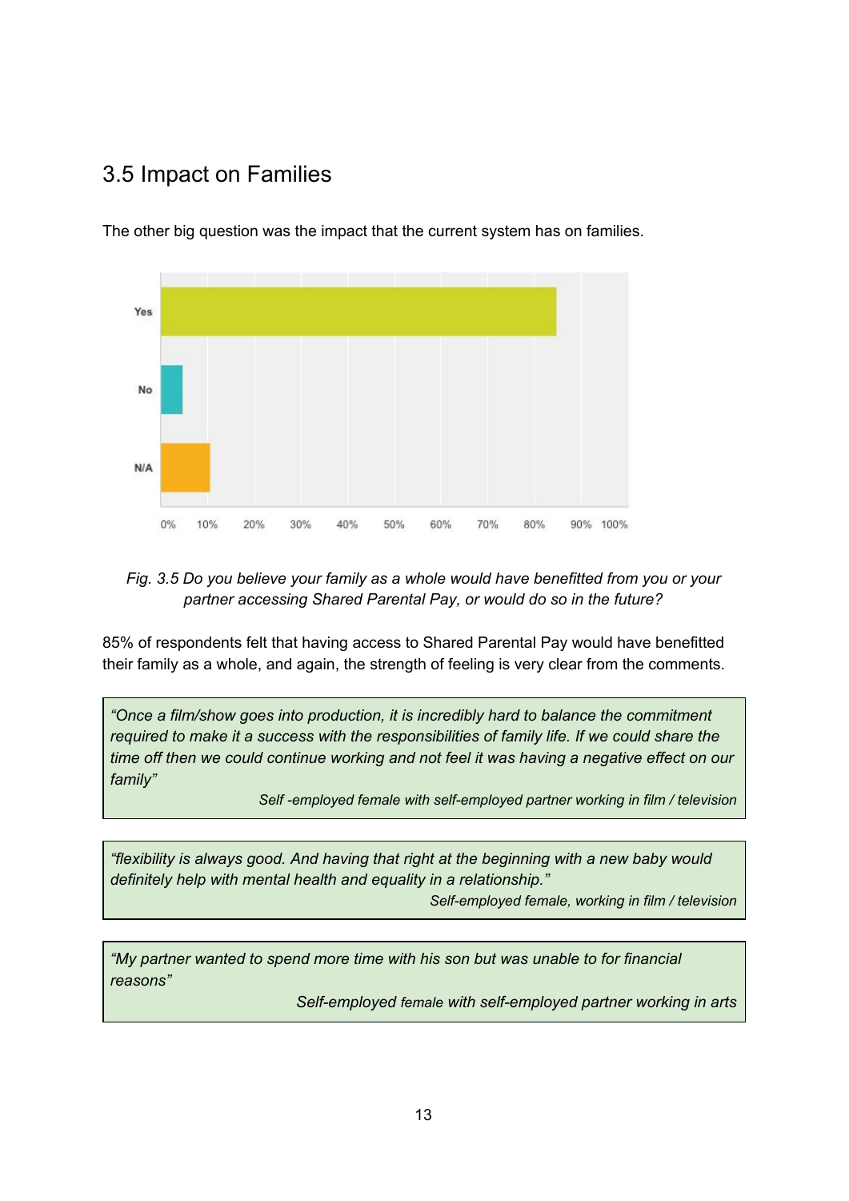## 3.5 Impact on Families

The other big question was the impact that the current system has on families.

Yes

No

N/A

0% 10% 20% 30% 40% 50% 60% 70% 80% 90% 100%

*Fig. 3.5 Do you believe your family as a whole would have benefitted from you or your partner accessing Shared Parental Pay, or would do so in the future?*

85% of respondents felt that having access to Shared Parental Pay would have benefitted their family as a whole, and again, the strength of feeling is very clear from the comments.

> *"Once a film/show goes into production, it is incredibly hard to balance the commitment required to make it a success with the responsibilities of family life. If we could share the time off then we could continue working and not feel it was having a negative effect on our family"*
>
> *Self -employed female with self-employed partner working in film / television*

> *"flexibility is always good. And having that right at the beginning with a new baby would definitely help with mental health and equality in a relationship."*
>
> *Self-employed female, working in film / television*

> *"My partner wanted to spend more time with his son but was unable to for financial reasons"*
>
> *Self-employed female with self-employed partner working in arts*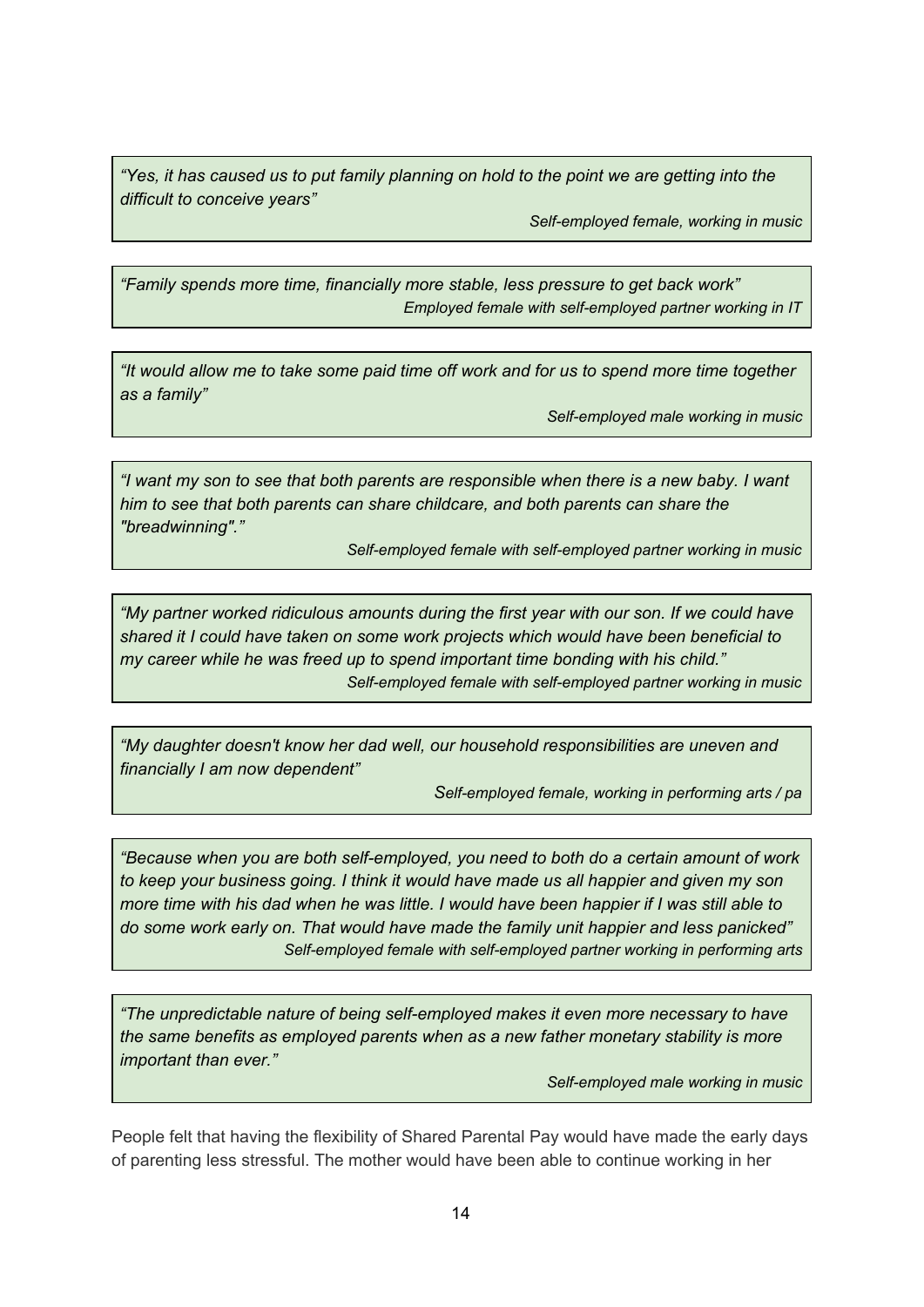> *"Yes, it has caused us to put family planning on hold to the point we are getting into the difficult to conceive years"*
>
> *Self-employed female, working in music*

> *"Family spends more time, financially more stable, less pressure to get back work"*
>
> *Employed female with self-employed partner working in IT*

> *"It would allow me to take some paid time off work and for us to spend more time together as a family"*
>
> *Self-employed male working in music*

> *"I want my son to see that both parents are responsible when there is a new baby. I want him to see that both parents can share childcare, and both parents can share the "breadwinning"."*
>
> *Self-employed female with self-employed partner working in music*

> *"My partner worked ridiculous amounts during the first year with our son. If we could have shared it I could have taken on some work projects which would have been beneficial to my career while he was freed up to spend important time bonding with his child."*
>
> *Self-employed female with self-employed partner working in music*

> *"My daughter doesn't know her dad well, our household responsibilities are uneven and financially I am now dependent"*
>
> *Self-employed female, working in performing arts / pa*

> *"Because when you are both self-employed, you need to both do a certain amount of work to keep your business going. I think it would have made us all happier and given my son more time with his dad when he was little. I would have been happier if I was still able to do some work early on. That would have made the family unit happier and less panicked"*
>
> *Self-employed female with self-employed partner working in performing arts*

> *"The unpredictable nature of being self-employed makes it even more necessary to have the same benefits as employed parents when as a new father monetary stability is more important than ever."*
>
> *Self-employed male working in music*

People felt that having the flexibility of Shared Parental Pay would have made the early days of parenting less stressful. The mother would have been able to continue working in her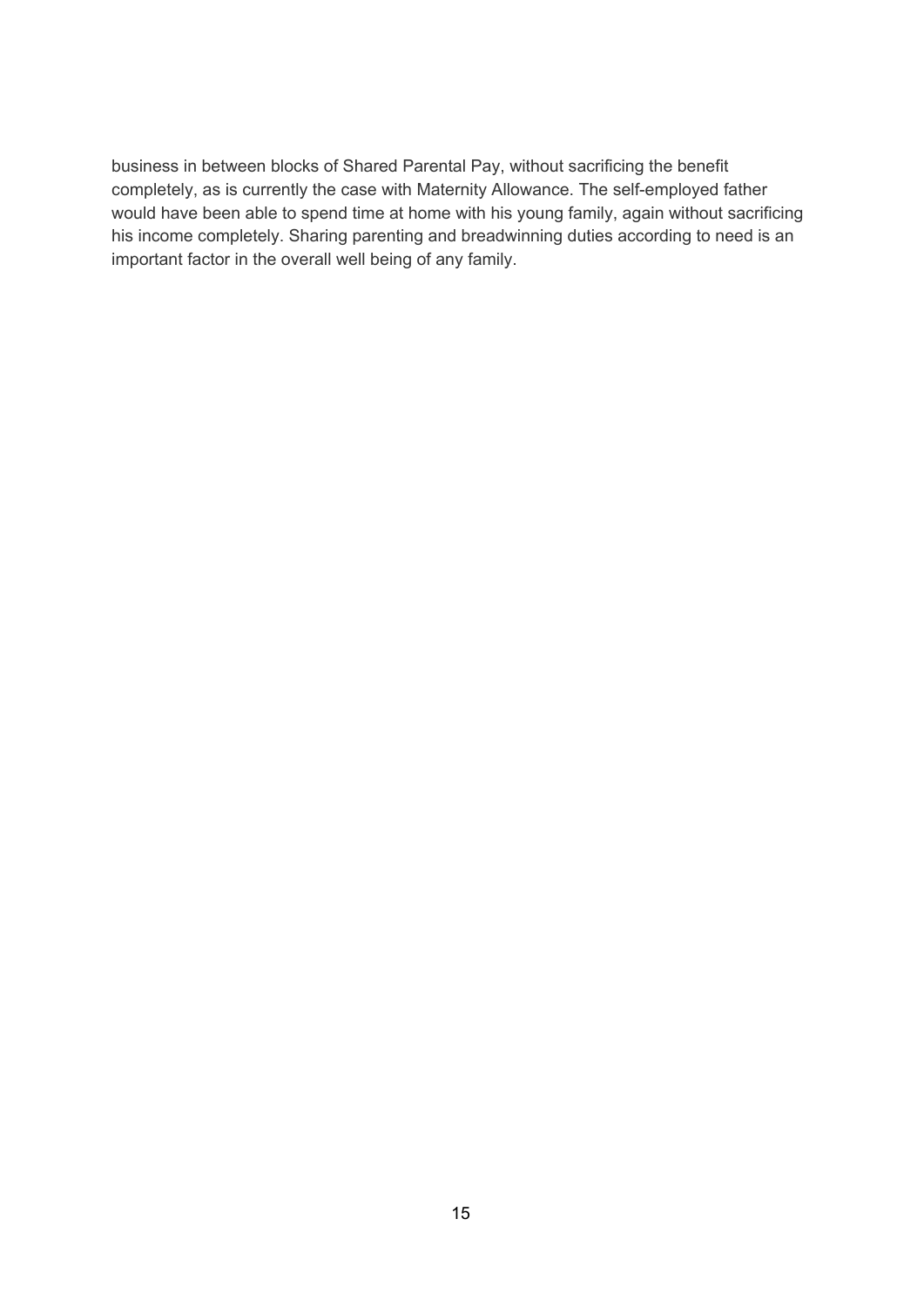business in between blocks of Shared Parental Pay, without sacrificing the benefit completely, as is currently the case with Maternity Allowance. The self-employed father would have been able to spend time at home with his young family, again without sacrificing his income completely. Sharing parenting and breadwinning duties according to need is an important factor in the overall well being of any family.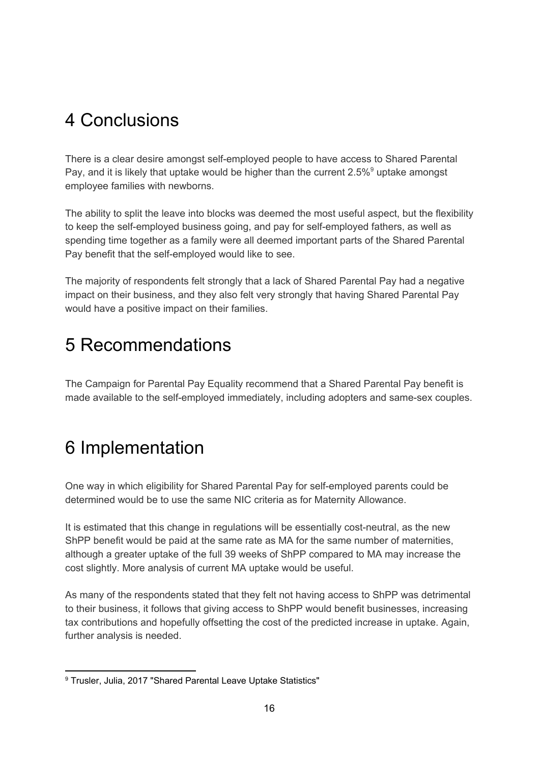# 4 Conclusions

There is a clear desire amongst self-employed people to have access to Shared Parental Pay, and it is likely that uptake would be higher than the current 2.5%[9] uptake amongst employee families with newborns.

The ability to split the leave into blocks was deemed the most useful aspect, but the flexibility to keep the self-employed business going, and pay for self-employed fathers, as well as spending time together as a family were all deemed important parts of the Shared Parental Pay benefit that the self-employed would like to see.

The majority of respondents felt strongly that a lack of Shared Parental Pay had a negative impact on their business, and they also felt very strongly that having Shared Parental Pay would have a positive impact on their families.

# 5 Recommendations

The Campaign for Parental Pay Equality recommend that a Shared Parental Pay benefit is made available to the self-employed immediately, including adopters and same-sex couples.

# 6 Implementation

One way in which eligibility for Shared Parental Pay for self-employed parents could be determined would be to use the same NIC criteria as for Maternity Allowance.

It is estimated that this change in regulations will be essentially cost-neutral, as the new ShPP benefit would be paid at the same rate as MA for the same number of maternities, although a greater uptake of the full 39 weeks of ShPP compared to MA may increase the cost slightly. More analysis of current MA uptake would be useful.

As many of the respondents stated that they felt not having access to ShPP was detrimental to their business, it follows that giving access to ShPP would benefit businesses, increasing tax contributions and hopefully offsetting the cost of the predicted increase in uptake. Again, further analysis is needed.

[9] Trusler, Julia, 2017 "Shared Parental Leave Uptake Statistics"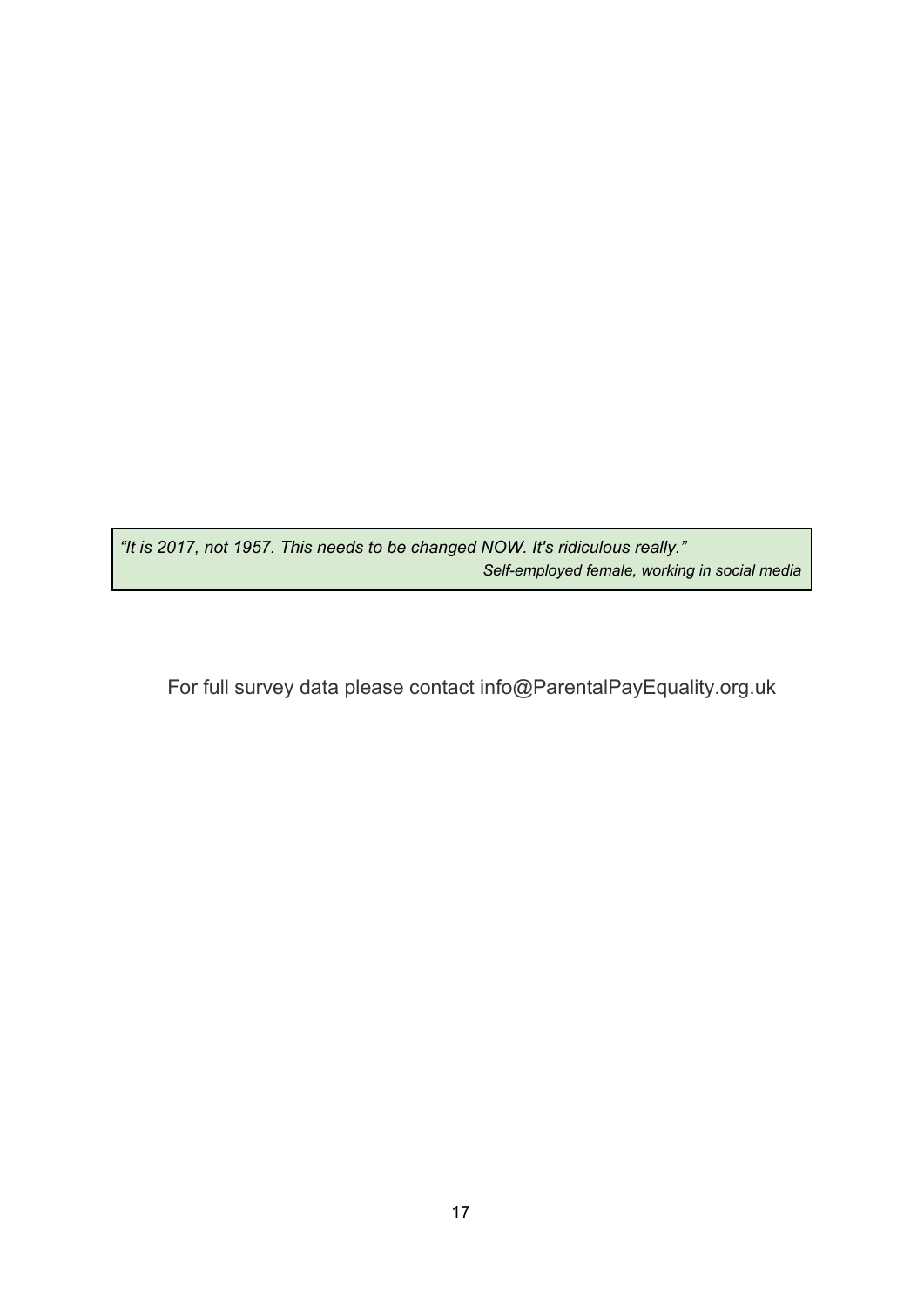> *"It is 2017, not 1957. This needs to be changed NOW. It's ridiculous really."*
>
> *Self-employed female, working in social media*

For full survey data please contact info@ParentalPayEquality.org.uk